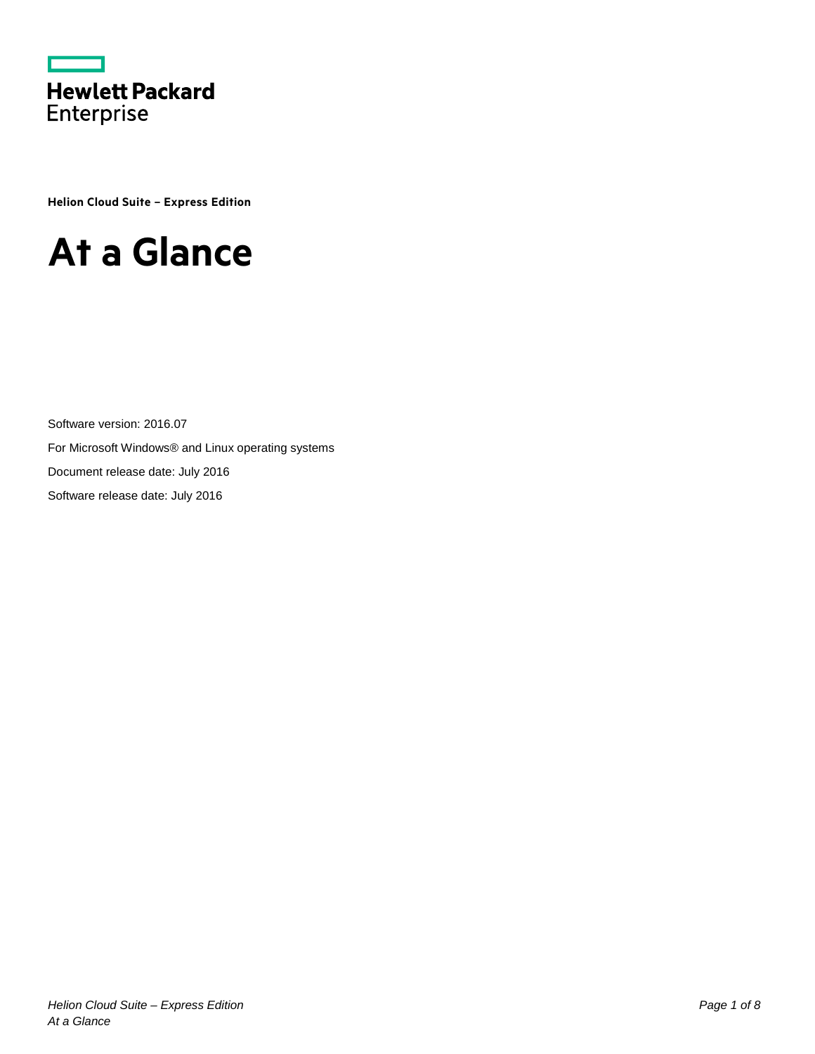Hewlett Packard Enterprise

**Helion Cloud Suite – Express Edition**

# At a Glance

Software version: 2016.07

For Microsoft Windows® and Linux operating systems

Document release date: July 2016

Software release date: July 2016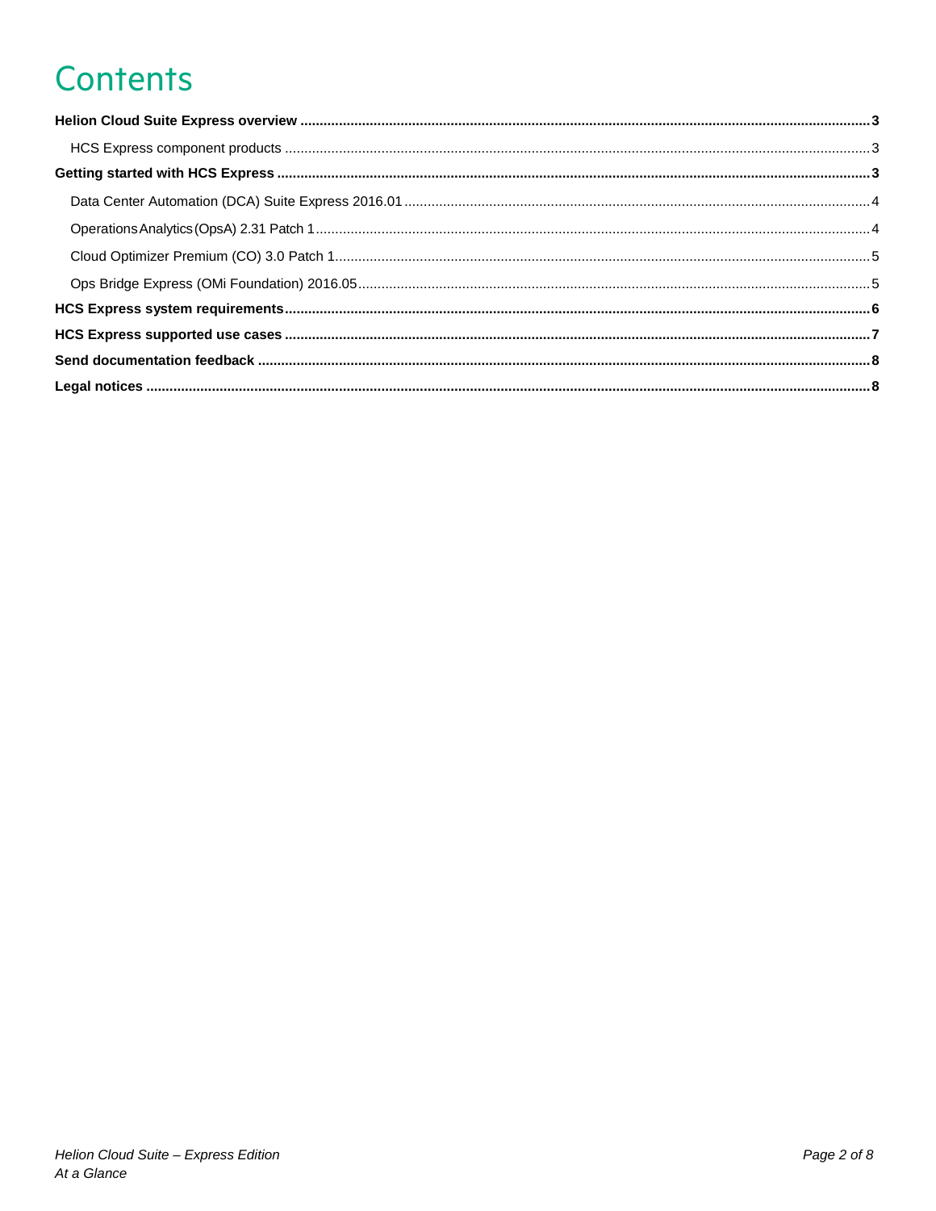# Contents

**Helion Cloud Suite Express overview** ..... **3**

- HCS Express component products ..... 3

**Getting started with HCS Express** ..... **3**

- Data Center Automation (DCA) Suite Express 2016.01 ..... 4
- Operations Analytics (OpsA) 2.31 Patch 1 ..... 4
- Cloud Optimizer Premium (CO) 3.0 Patch 1 ..... 5
- Ops Bridge Express (OMi Foundation) 2016.05 ..... 5

**HCS Express system requirements** ..... **6**

**HCS Express supported use cases** ..... **7**

**Send documentation feedback** ..... **8**

**Legal notices** ..... **8**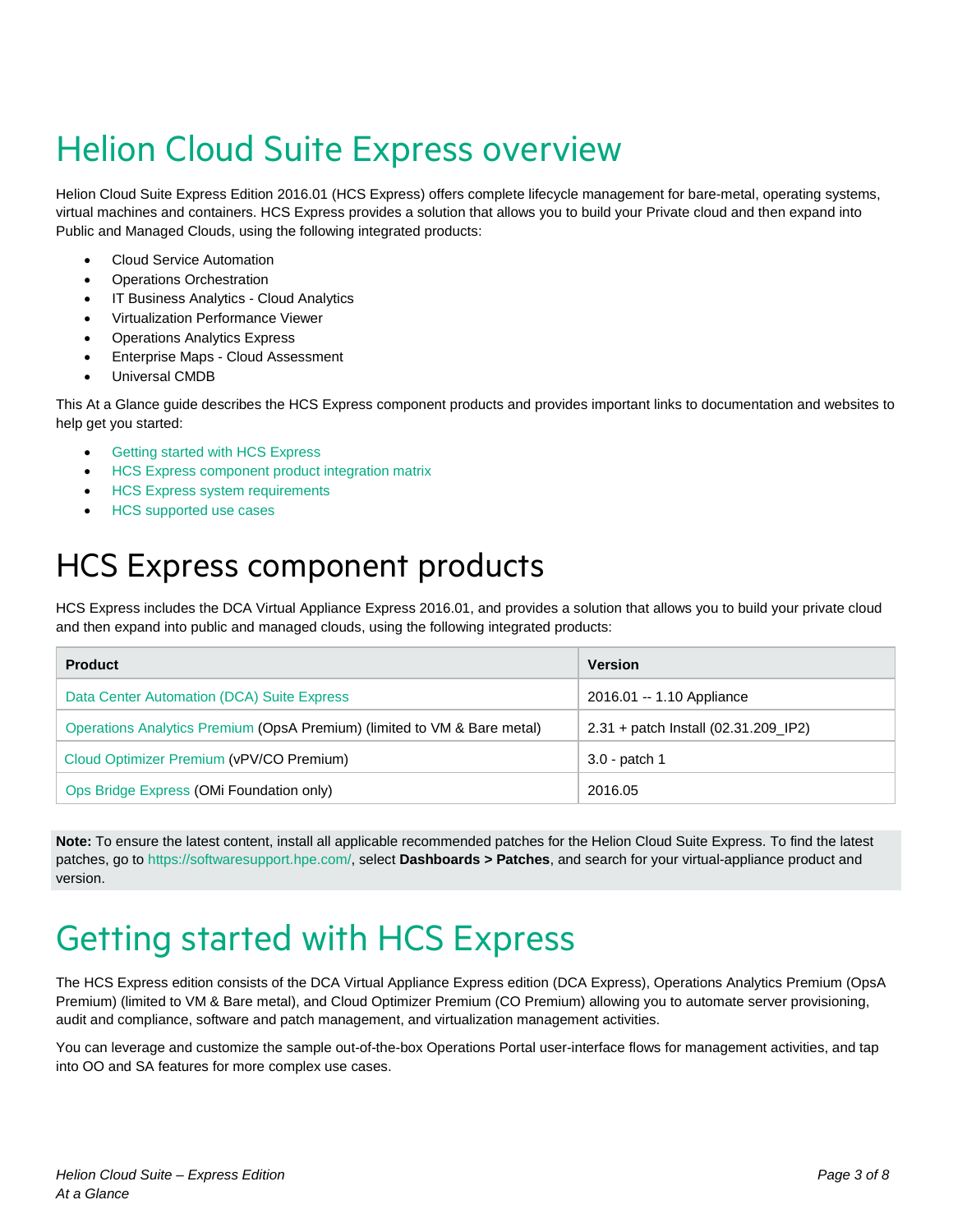# Helion Cloud Suite Express overview

Helion Cloud Suite Express Edition 2016.01 (HCS Express) offers complete lifecycle management for bare-metal, operating systems, virtual machines and containers. HCS Express provides a solution that allows you to build your Private cloud and then expand into Public and Managed Clouds, using the following integrated products:

- Cloud Service Automation
- Operations Orchestration
- IT Business Analytics - Cloud Analytics
- Virtualization Performance Viewer
- Operations Analytics Express
- Enterprise Maps - Cloud Assessment
- Universal CMDB

This At a Glance guide describes the HCS Express component products and provides important links to documentation and websites to help get you started:

- Getting started with HCS Express
- HCS Express component product integration matrix
- HCS Express system requirements
- HCS supported use cases

# HCS Express component products

HCS Express includes the DCA Virtual Appliance Express 2016.01, and provides a solution that allows you to build your private cloud and then expand into public and managed clouds, using the following integrated products:

| Product | Version |
|---|---|
| Data Center Automation (DCA) Suite Express | 2016.01 -- 1.10 Appliance |
| Operations Analytics Premium (OpsA Premium) (limited to VM & Bare metal) | 2.31 + patch Install (02.31.209_IP2) |
| Cloud Optimizer Premium (vPV/CO Premium) | 3.0 - patch 1 |
| Ops Bridge Express (OMi Foundation only) | 2016.05 |

**Note:** To ensure the latest content, install all applicable recommended patches for the Helion Cloud Suite Express. To find the latest patches, go to https://softwaresupport.hpe.com/, select **Dashboards > Patches**, and search for your virtual-appliance product and version.

# Getting started with HCS Express

The HCS Express edition consists of the DCA Virtual Appliance Express edition (DCA Express), Operations Analytics Premium (OpsA Premium) (limited to VM & Bare metal), and Cloud Optimizer Premium (CO Premium) allowing you to automate server provisioning, audit and compliance, software and patch management, and virtualization management activities.

You can leverage and customize the sample out-of-the-box Operations Portal user-interface flows for management activities, and tap into OO and SA features for more complex use cases.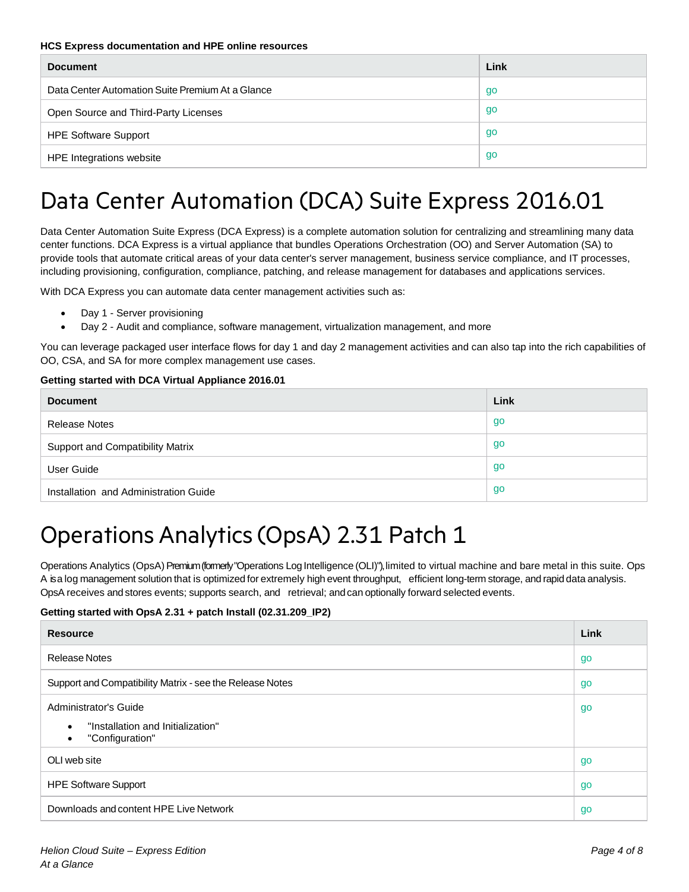**HCS Express documentation and HPE online resources**

| Document | Link |
| --- | --- |
| Data Center Automation Suite Premium At a Glance | go |
| Open Source and Third-Party Licenses | go |
| HPE Software Support | go |
| HPE Integrations website | go |

# Data Center Automation (DCA) Suite Express 2016.01

Data Center Automation Suite Express (DCA Express) is a complete automation solution for centralizing and streamlining many data center functions. DCA Express is a virtual appliance that bundles Operations Orchestration (OO) and Server Automation (SA) to provide tools that automate critical areas of your data center's server management, business service compliance, and IT processes, including provisioning, configuration, compliance, patching, and release management for databases and applications services.

With DCA Express you can automate data center management activities such as:

- Day 1 - Server provisioning
- Day 2 - Audit and compliance, software management, virtualization management, and more

You can leverage packaged user interface flows for day 1 and day 2 management activities and can also tap into the rich capabilities of OO, CSA, and SA for more complex management use cases.

**Getting started with DCA Virtual Appliance 2016.01**

| Document | Link |
| --- | --- |
| Release Notes | go |
| Support and Compatibility Matrix | go |
| User Guide | go |
| Installation and Administration Guide | go |

# Operations Analytics (OpsA) 2.31 Patch 1

Operations Analytics (OpsA) Premium (formerly "Operations Log Intelligence (OLI)"), limited to virtual machine and bare metal in this suite. Ops A is a log management solution that is optimized for extremely high event throughput, efficient long-term storage, and rapid data analysis. OpsA receives and stores events; supports search, and retrieval; and can optionally forward selected events.

**Getting started with OpsA 2.31 + patch Install (02.31.209_IP2)**

| Resource | Link |
| --- | --- |
| Release Notes | go |
| Support and Compatibility Matrix - see the Release Notes | go |
| Administrator's Guide<br>• "Installation and Initialization"<br>• "Configuration" | go |
| OLI web site | go |
| HPE Software Support | go |
| Downloads and content HPE Live Network | go |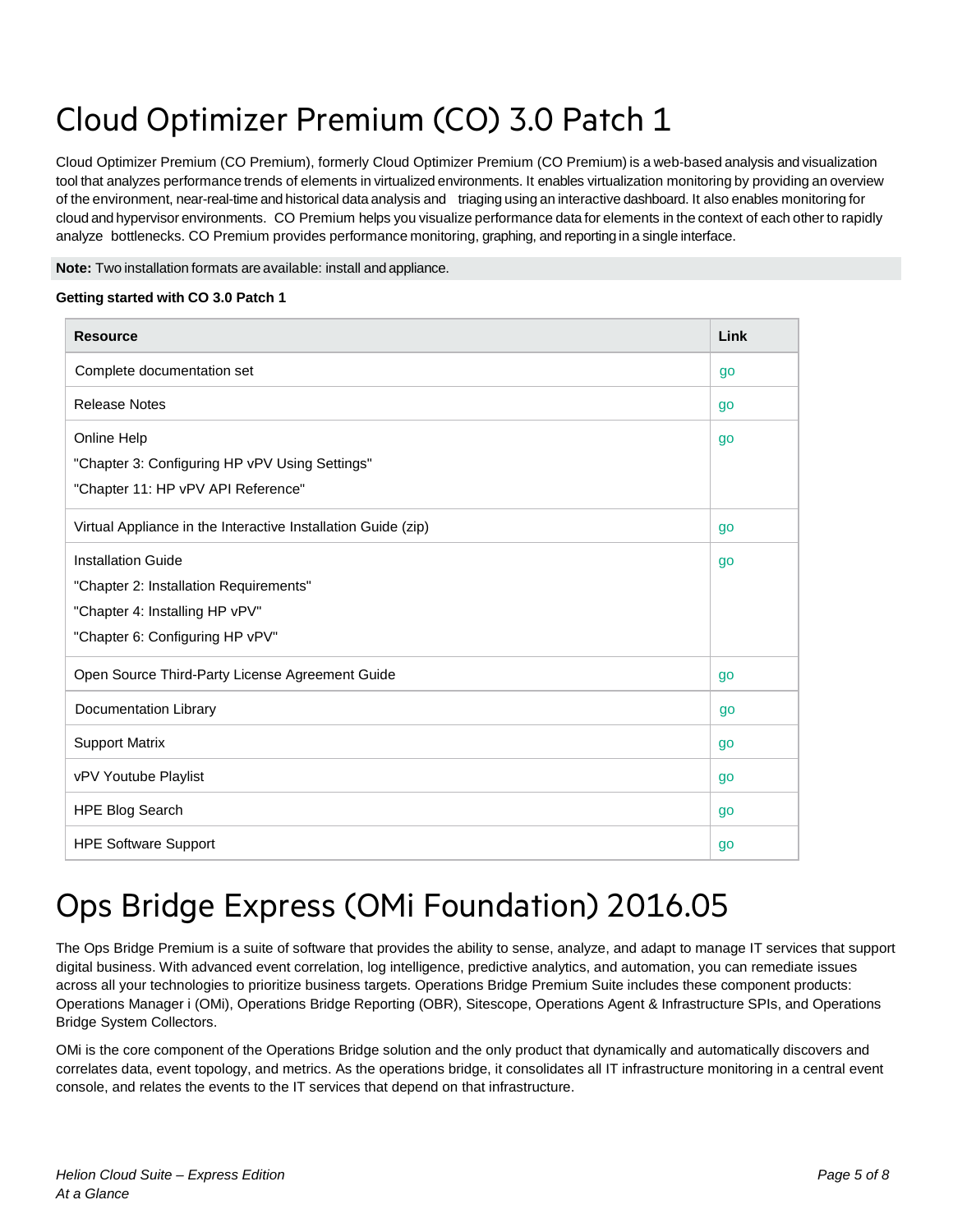# Cloud Optimizer Premium (CO) 3.0 Patch 1

Cloud Optimizer Premium (CO Premium), formerly Cloud Optimizer Premium (CO Premium) is a web-based analysis and visualization tool that analyzes performance trends of elements in virtualized environments. It enables virtualization monitoring by providing an overview of the environment, near-real-time and historical data analysis and triaging using an interactive dashboard. It also enables monitoring for cloud and hypervisor environments. CO Premium helps you visualize performance data for elements in the context of each other to rapidly analyze bottlenecks. CO Premium provides performance monitoring, graphing, and reporting in a single interface.

**Note:** Two installation formats are available: install and appliance.

**Getting started with CO 3.0 Patch 1**

| Resource | Link |
|---|---|
| Complete documentation set | go |
| Release Notes | go |
| Online Help<br>"Chapter 3: Configuring HP vPV Using Settings"<br>"Chapter 11: HP vPV API Reference" | go |
| Virtual Appliance in the Interactive Installation Guide (zip) | go |
| Installation Guide<br>"Chapter 2: Installation Requirements"<br>"Chapter 4: Installing HP vPV"<br>"Chapter 6: Configuring HP vPV" | go |
| Open Source Third-Party License Agreement Guide | go |
| Documentation Library | go |
| Support Matrix | go |
| vPV Youtube Playlist | go |
| HPE Blog Search | go |
| HPE Software Support | go |

# Ops Bridge Express (OMi Foundation) 2016.05

The Ops Bridge Premium is a suite of software that provides the ability to sense, analyze, and adapt to manage IT services that support digital business. With advanced event correlation, log intelligence, predictive analytics, and automation, you can remediate issues across all your technologies to prioritize business targets. Operations Bridge Premium Suite includes these component products: Operations Manager i (OMi), Operations Bridge Reporting (OBR), Sitescope, Operations Agent & Infrastructure SPIs, and Operations Bridge System Collectors.

OMi is the core component of the Operations Bridge solution and the only product that dynamically and automatically discovers and correlates data, event topology, and metrics. As the operations bridge, it consolidates all IT infrastructure monitoring in a central event console, and relates the events to the IT services that depend on that infrastructure.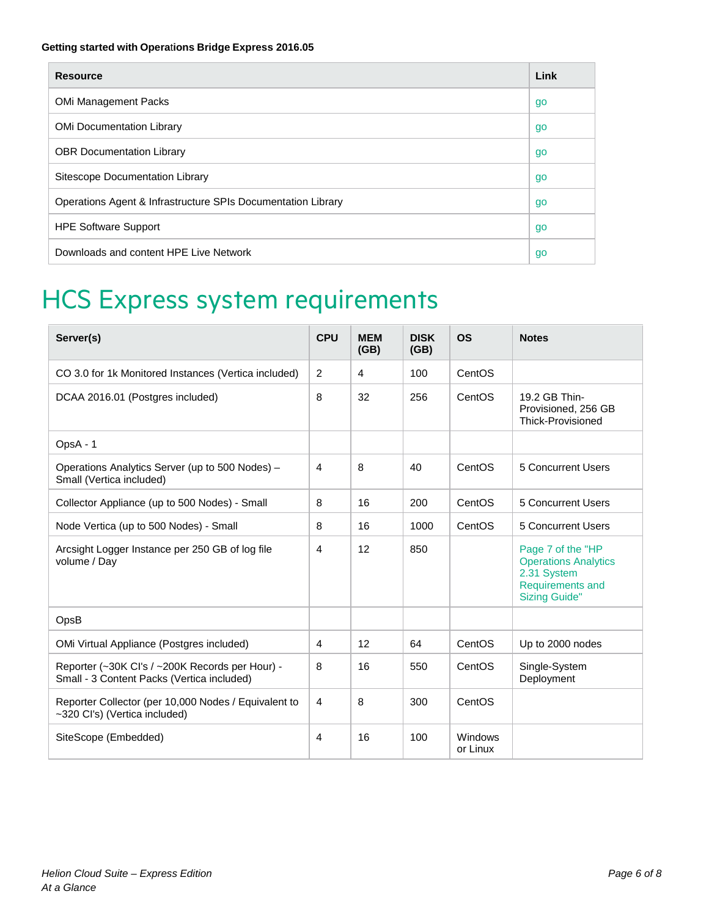**Getting started with Operations Bridge Express 2016.05**

| Resource | Link |
|---|---|
| OMi Management Packs | go |
| OMi Documentation Library | go |
| OBR Documentation Library | go |
| Sitescope Documentation Library | go |
| Operations Agent & Infrastructure SPIs Documentation Library | go |
| HPE Software Support | go |
| Downloads and content HPE Live Network | go |

# HCS Express system requirements

| Server(s) | CPU | MEM (GB) | DISK (GB) | OS | Notes |
|---|---|---|---|---|---|
| CO 3.0 for 1k Monitored Instances (Vertica included) | 2 | 4 | 100 | CentOS | |
| DCAA 2016.01 (Postgres included) | 8 | 32 | 256 | CentOS | 19.2 GB Thin-Provisioned, 256 GB Thick-Provisioned |
| OpsA - 1 | | | | | |
| Operations Analytics Server (up to 500 Nodes) – Small (Vertica included) | 4 | 8 | 40 | CentOS | 5 Concurrent Users |
| Collector Appliance (up to 500 Nodes) - Small | 8 | 16 | 200 | CentOS | 5 Concurrent Users |
| Node Vertica (up to 500 Nodes) - Small | 8 | 16 | 1000 | CentOS | 5 Concurrent Users |
| Arcsight Logger Instance per 250 GB of log file volume / Day | 4 | 12 | 850 | | Page 7 of the "HP Operations Analytics 2.31 System Requirements and Sizing Guide" |
| OpsB | | | | | |
| OMi Virtual Appliance (Postgres included) | 4 | 12 | 64 | CentOS | Up to 2000 nodes |
| Reporter (~30K CI's / ~200K Records per Hour) - Small - 3 Content Packs (Vertica included) | 8 | 16 | 550 | CentOS | Single-System Deployment |
| Reporter Collector (per 10,000 Nodes / Equivalent to ~320 CI's) (Vertica included) | 4 | 8 | 300 | CentOS | |
| SiteScope (Embedded) | 4 | 16 | 100 | Windows or Linux | |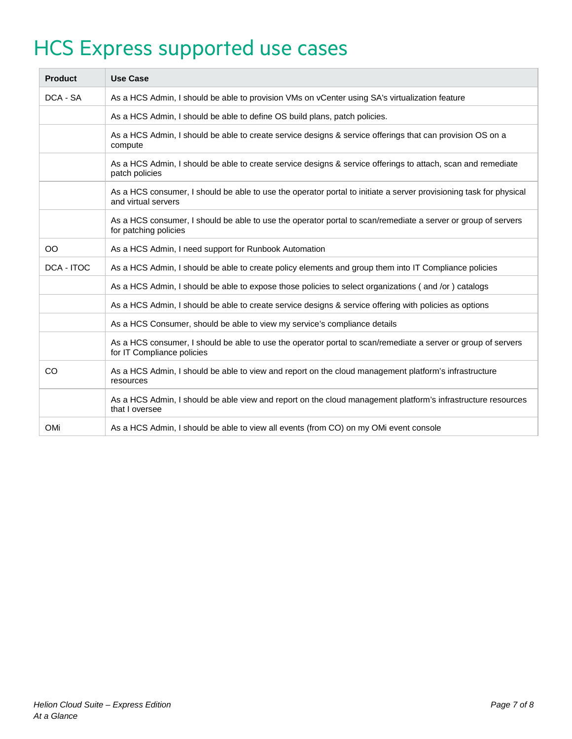# HCS Express supported use cases

| Product | Use Case |
| --- | --- |
| DCA - SA | As a HCS Admin, I should be able to provision VMs on vCenter using SA's virtualization feature |
| | As a HCS Admin, I should be able to define OS build plans, patch policies. |
| | As a HCS Admin, I should be able to create service designs & service offerings that can provision OS on a compute |
| | As a HCS Admin, I should be able to create service designs & service offerings to attach, scan and remediate patch policies |
| | As a HCS consumer, I should be able to use the operator portal to initiate a server provisioning task for physical and virtual servers |
| | As a HCS consumer, I should be able to use the operator portal to scan/remediate a server or group of servers for patching policies |
| OO | As a HCS Admin, I need support for Runbook Automation |
| DCA - ITOC | As a HCS Admin, I should be able to create policy elements and group them into IT Compliance policies |
| | As a HCS Admin, I should be able to expose those policies to select organizations ( and /or ) catalogs |
| | As a HCS Admin, I should be able to create service designs & service offering with policies as options |
| | As a HCS Consumer, should be able to view my service's compliance details |
| | As a HCS consumer, I should be able to use the operator portal to scan/remediate a server or group of servers for IT Compliance policies |
| CO | As a HCS Admin, I should be able to view and report on the cloud management platform's infrastructure resources |
| | As a HCS Admin, I should be able view and report on the cloud management platform's infrastructure resources that I oversee |
| OMi | As a HCS Admin, I should be able to view all events (from CO) on my OMi event console |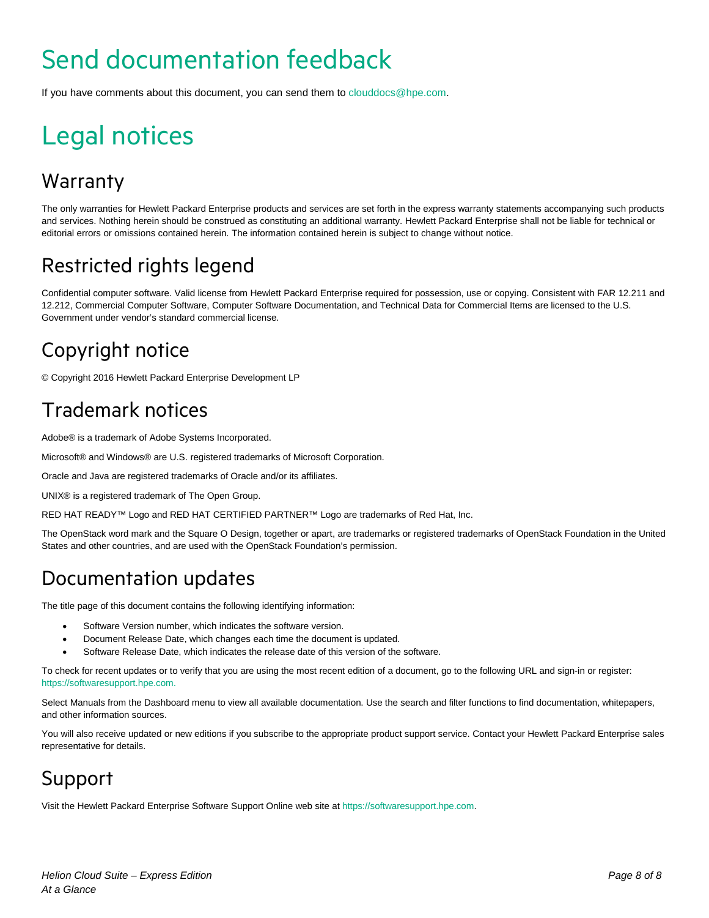# Send documentation feedback

If you have comments about this document, you can send them to clouddocs@hpe.com.

# Legal notices

## Warranty

The only warranties for Hewlett Packard Enterprise products and services are set forth in the express warranty statements accompanying such products and services. Nothing herein should be construed as constituting an additional warranty. Hewlett Packard Enterprise shall not be liable for technical or editorial errors or omissions contained herein. The information contained herein is subject to change without notice.

## Restricted rights legend

Confidential computer software. Valid license from Hewlett Packard Enterprise required for possession, use or copying. Consistent with FAR 12.211 and 12.212, Commercial Computer Software, Computer Software Documentation, and Technical Data for Commercial Items are licensed to the U.S. Government under vendor's standard commercial license.

## Copyright notice

© Copyright 2016 Hewlett Packard Enterprise Development LP

## Trademark notices

Adobe® is a trademark of Adobe Systems Incorporated.

Microsoft® and Windows® are U.S. registered trademarks of Microsoft Corporation.

Oracle and Java are registered trademarks of Oracle and/or its affiliates.

UNIX® is a registered trademark of The Open Group.

RED HAT READY™ Logo and RED HAT CERTIFIED PARTNER™ Logo are trademarks of Red Hat, Inc.

The OpenStack word mark and the Square O Design, together or apart, are trademarks or registered trademarks of OpenStack Foundation in the United States and other countries, and are used with the OpenStack Foundation's permission.

## Documentation updates

The title page of this document contains the following identifying information:

- Software Version number, which indicates the software version.
- Document Release Date, which changes each time the document is updated.
- Software Release Date, which indicates the release date of this version of the software.

To check for recent updates or to verify that you are using the most recent edition of a document, go to the following URL and sign-in or register: https://softwaresupport.hpe.com.

Select Manuals from the Dashboard menu to view all available documentation. Use the search and filter functions to find documentation, whitepapers, and other information sources.

You will also receive updated or new editions if you subscribe to the appropriate product support service. Contact your Hewlett Packard Enterprise sales representative for details.

## Support

Visit the Hewlett Packard Enterprise Software Support Online web site at https://softwaresupport.hpe.com.